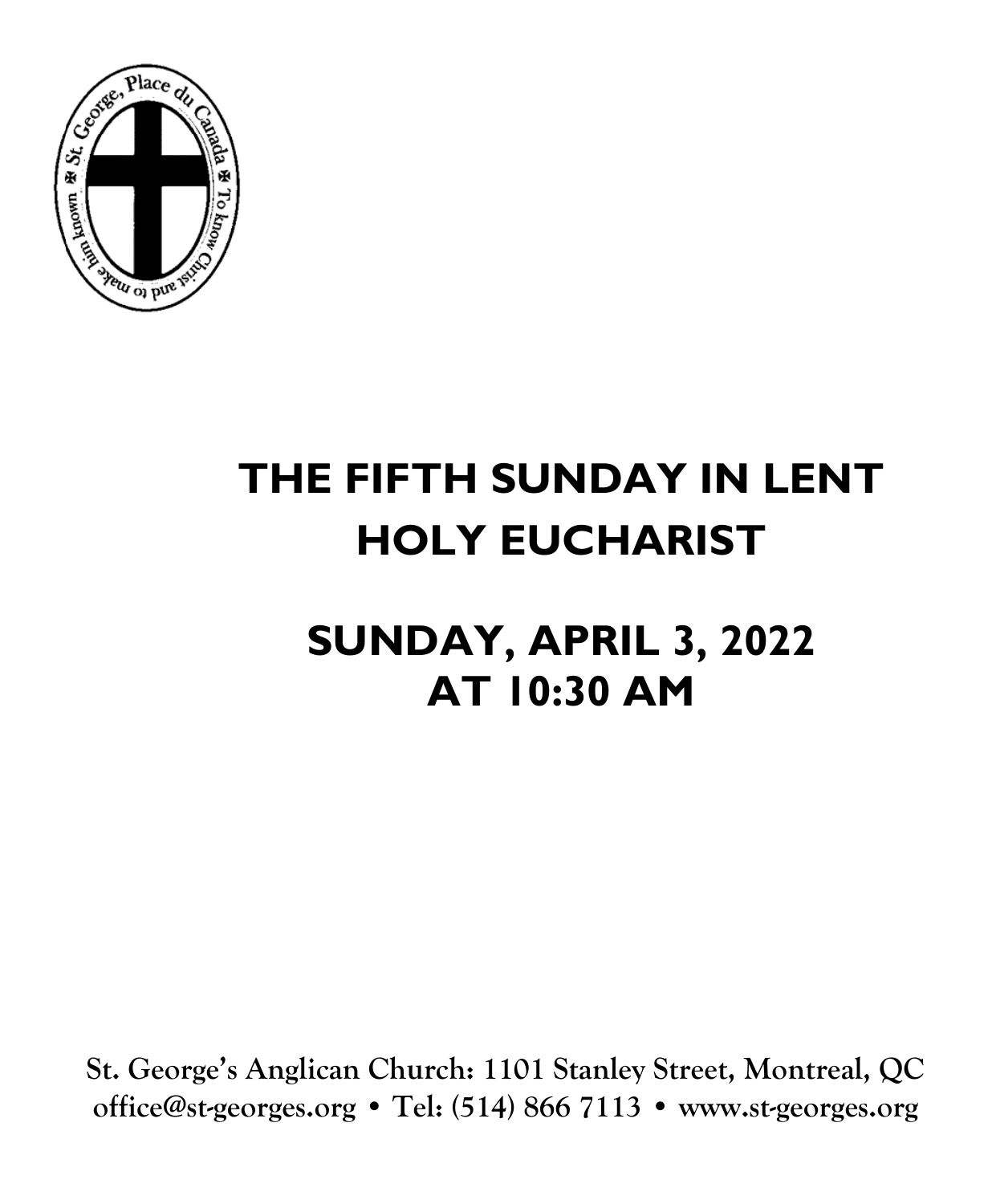# THE FIFTH SUNDAY IN LENT
# HOLY EUCHARIST

## SUNDAY, APRIL 3, 2022
## AT 10:30 AM

**St. George's Anglican Church: 1101 Stanley Street, Montreal, QC**
**office@st-georges.org • Tel: (514) 866 7113 • www.st-georges.org**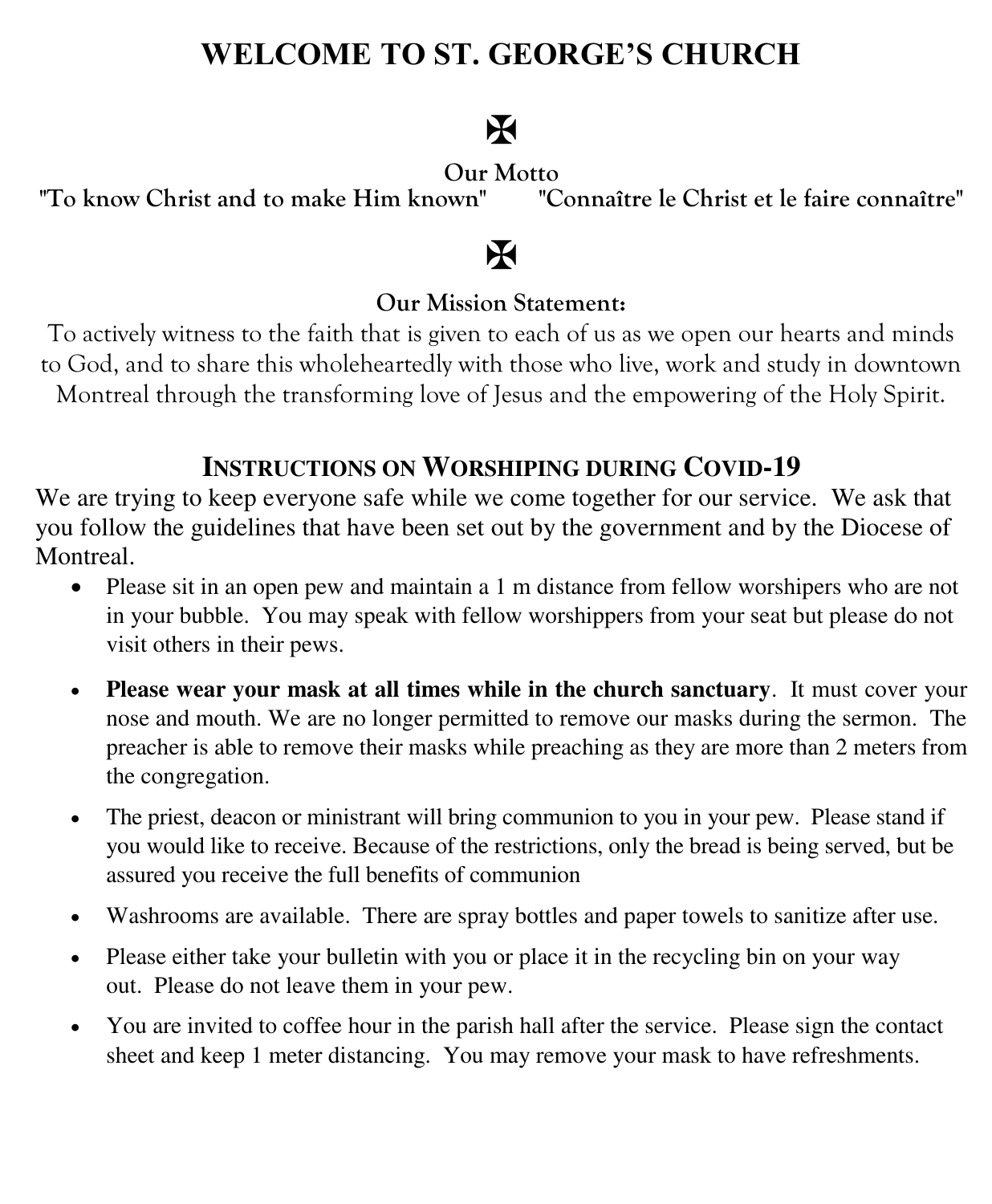# WELCOME TO ST. GEORGE'S CHURCH

✠

**Our Motto**

**"To know Christ and to make Him known"** **"Connaître le Christ et le faire connaître"**

✠

**Our Mission Statement:**

To actively witness to the faith that is given to each of us as we open our hearts and minds to God, and to share this wholeheartedly with those who live, work and study in downtown Montreal through the transforming love of Jesus and the empowering of the Holy Spirit.

## INSTRUCTIONS ON WORSHIPING DURING COVID-19

We are trying to keep everyone safe while we come together for our service. We ask that you follow the guidelines that have been set out by the government and by the Diocese of Montreal.

- Please sit in an open pew and maintain a 1 m distance from fellow worshipers who are not in your bubble. You may speak with fellow worshippers from your seat but please do not visit others in their pews.
- **Please wear your mask at all times while in the church sanctuary**. It must cover your nose and mouth. We are no longer permitted to remove our masks during the sermon. The preacher is able to remove their masks while preaching as they are more than 2 meters from the congregation.
- The priest, deacon or ministrant will bring communion to you in your pew. Please stand if you would like to receive. Because of the restrictions, only the bread is being served, but be assured you receive the full benefits of communion
- Washrooms are available. There are spray bottles and paper towels to sanitize after use.
- Please either take your bulletin with you or place it in the recycling bin on your way out. Please do not leave them in your pew.
- You are invited to coffee hour in the parish hall after the service. Please sign the contact sheet and keep 1 meter distancing. You may remove your mask to have refreshments.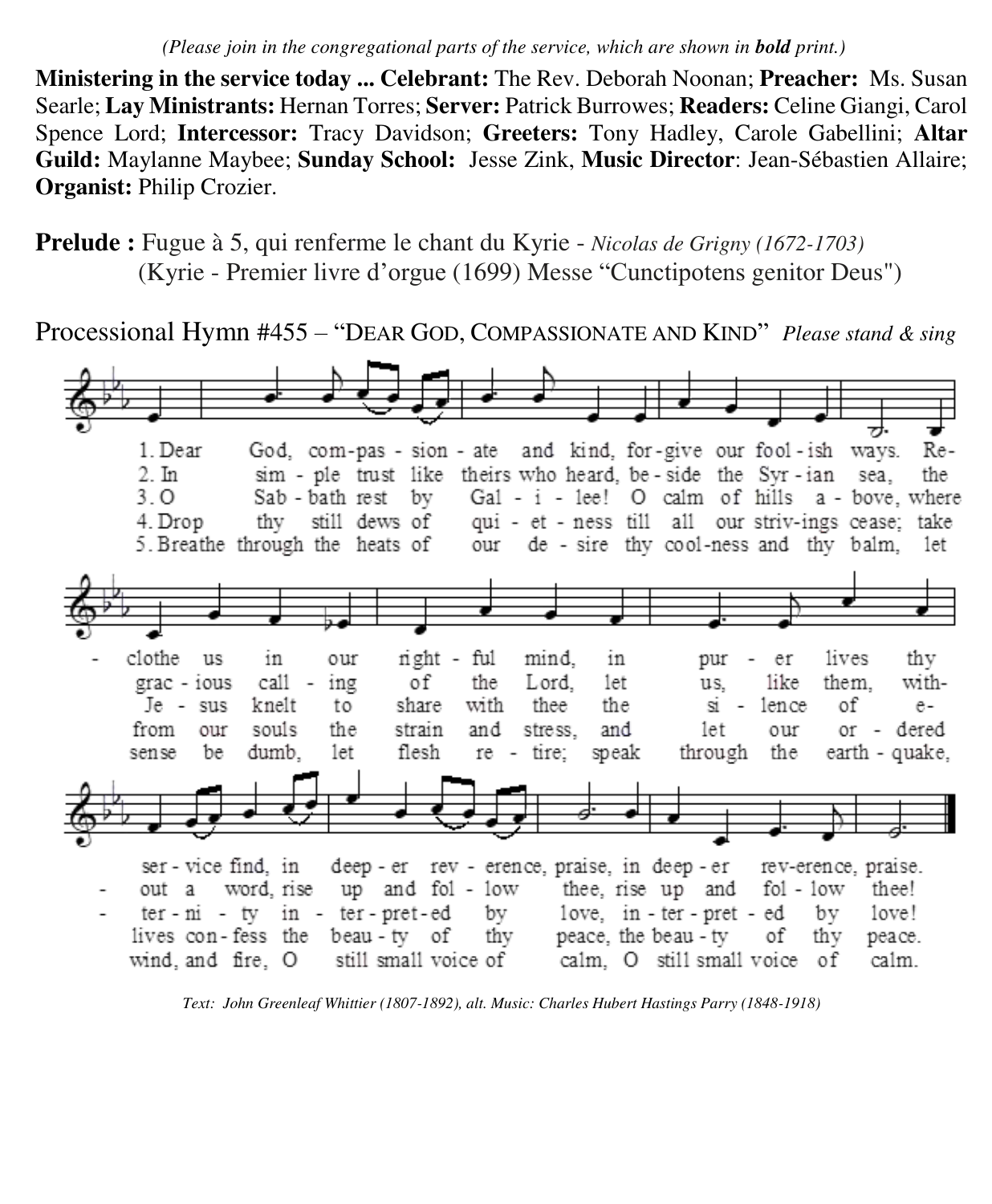*(Please join in the congregational parts of the service, which are shown in **bold** print.)*

**Ministering in the service today ... Celebrant:** The Rev. Deborah Noonan; **Preacher:** Ms. Susan Searle; **Lay Ministrants:** Hernan Torres; **Server:** Patrick Burrowes; **Readers:** Celine Giangi, Carol Spence Lord; **Intercessor:** Tracy Davidson; **Greeters:** Tony Hadley, Carole Gabellini; **Altar Guild:** Maylanne Maybee; **Sunday School:** Jesse Zink, **Music Director**: Jean-Sébastien Allaire; **Organist:** Philip Crozier.

**Prelude :** Fugue à 5, qui renferme le chant du Kyrie - *Nicolas de Grigny (1672-1703)*
(Kyrie - Premier livre d'orgue (1699) Messe "Cunctipotens genitor Deus")

Processional Hymn #455 – "DEAR GOD, COMPASSIONATE AND KIND" *Please stand & sing*

1. Dear God, compassionate and kind, forgive our foolish ways. Reclothe us in our rightful mind, in purer lives thy service find, in deeper reverence, praise, in deeper reverence, praise.

2. In simple trust like theirs who heard, beside the Syrian sea, the gracious calling of the Lord, let us, like them, without a word, rise up and follow thee, rise up and follow thee!

3. O Sabbath rest by Galilee! O calm of hills above, where Jesus knelt to share with thee the silence of eternity interpreted by love, interpreted by love!

4. Drop thy still dews of quietness till all our strivings cease; take from our souls the strain and stress, and let our ordered lives confess the beauty of thy peace, the beauty of thy peace.

5. Breathe through the heats of our desire thy coolness and thy balm, let sense be dumb, let flesh retire; speak through the earthquake, wind, and fire, O still small voice of calm, O still small voice of calm.

*Text: John Greenleaf Whittier (1807-1892), alt. Music: Charles Hubert Hastings Parry (1848-1918)*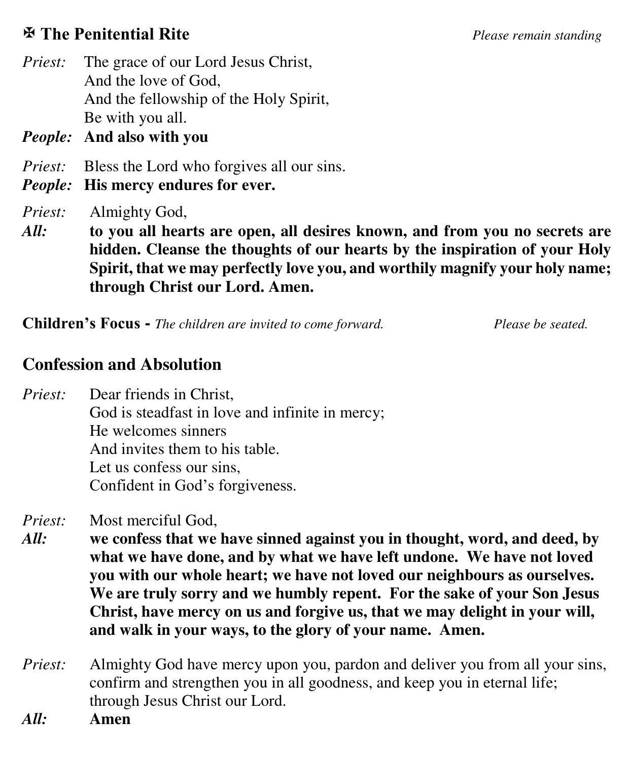## ✠ The Penitential Rite

*Please remain standing*

*Priest:* The grace of our Lord Jesus Christ,
And the love of God,
And the fellowship of the Holy Spirit,
Be with you all.

***People:*** **And also with you**

*Priest:* Bless the Lord who forgives all our sins.

***People:*** **His mercy endures for ever.**

*Priest:* Almighty God,

***All:*** **to you all hearts are open, all desires known, and from you no secrets are hidden. Cleanse the thoughts of our hearts by the inspiration of your Holy Spirit, that we may perfectly love you, and worthily magnify your holy name; through Christ our Lord. Amen.**

**Children's Focus -** *The children are invited to come forward.* *Please be seated.*

## Confession and Absolution

*Priest:* Dear friends in Christ,
God is steadfast in love and infinite in mercy;
He welcomes sinners
And invites them to his table.
Let us confess our sins,
Confident in God's forgiveness.

*Priest:* Most merciful God,

***All:*** **we confess that we have sinned against you in thought, word, and deed, by what we have done, and by what we have left undone. We have not loved you with our whole heart; we have not loved our neighbours as ourselves. We are truly sorry and we humbly repent. For the sake of your Son Jesus Christ, have mercy on us and forgive us, that we may delight in your will, and walk in your ways, to the glory of your name. Amen.**

*Priest:* Almighty God have mercy upon you, pardon and deliver you from all your sins, confirm and strengthen you in all goodness, and keep you in eternal life; through Jesus Christ our Lord.

***All:*** **Amen**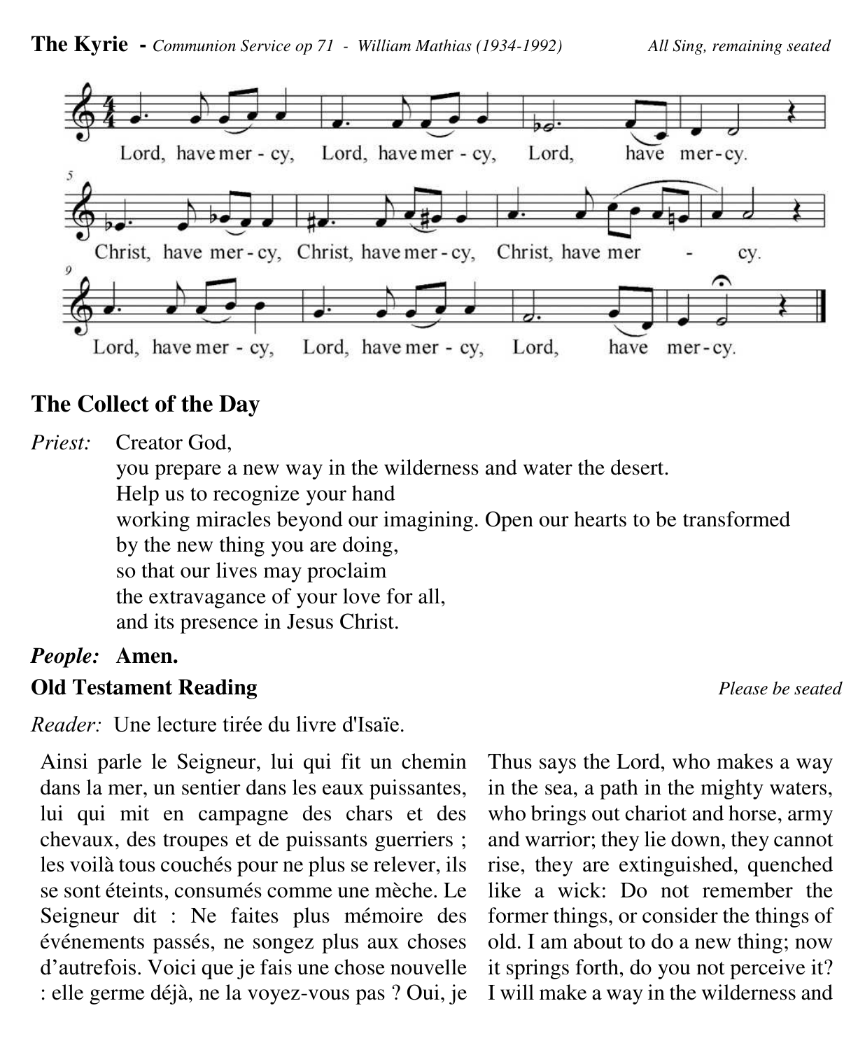**The Kyrie** - *Communion Service op 71 - William Mathias (1934-1992)* *All Sing, remaining seated*

Lord, have mer - cy, Lord, have mer - cy, Lord, have mer-cy.

Christ, have mer-cy, Christ, have mer-cy, Christ, have mer - cy.

Lord, have mer - cy, Lord, have mer - cy, Lord, have mer-cy.

## The Collect of the Day

*Priest:* Creator God,
you prepare a new way in the wilderness and water the desert.
Help us to recognize your hand
working miracles beyond our imagining. Open our hearts to be transformed
by the new thing you are doing,
so that our lives may proclaim
the extravagance of your love for all,
and its presence in Jesus Christ.

***People:*** **Amen.**

## Old Testament Reading

*Please be seated*

*Reader:* Une lecture tirée du livre d'Isaïe.

Ainsi parle le Seigneur, lui qui fit un chemin dans la mer, un sentier dans les eaux puissantes, lui qui mit en campagne des chars et des chevaux, des troupes et de puissants guerriers ; les voilà tous couchés pour ne plus se relever, ils se sont éteints, consumés comme une mèche. Le Seigneur dit : Ne faites plus mémoire des événements passés, ne songez plus aux choses d'autrefois. Voici que je fais une chose nouvelle : elle germe déjà, ne la voyez-vous pas ? Oui, je

Thus says the Lord, who makes a way in the sea, a path in the mighty waters, who brings out chariot and horse, army and warrior; they lie down, they cannot rise, they are extinguished, quenched like a wick: Do not remember the former things, or consider the things of old. I am about to do a new thing; now it springs forth, do you not perceive it? I will make a way in the wilderness and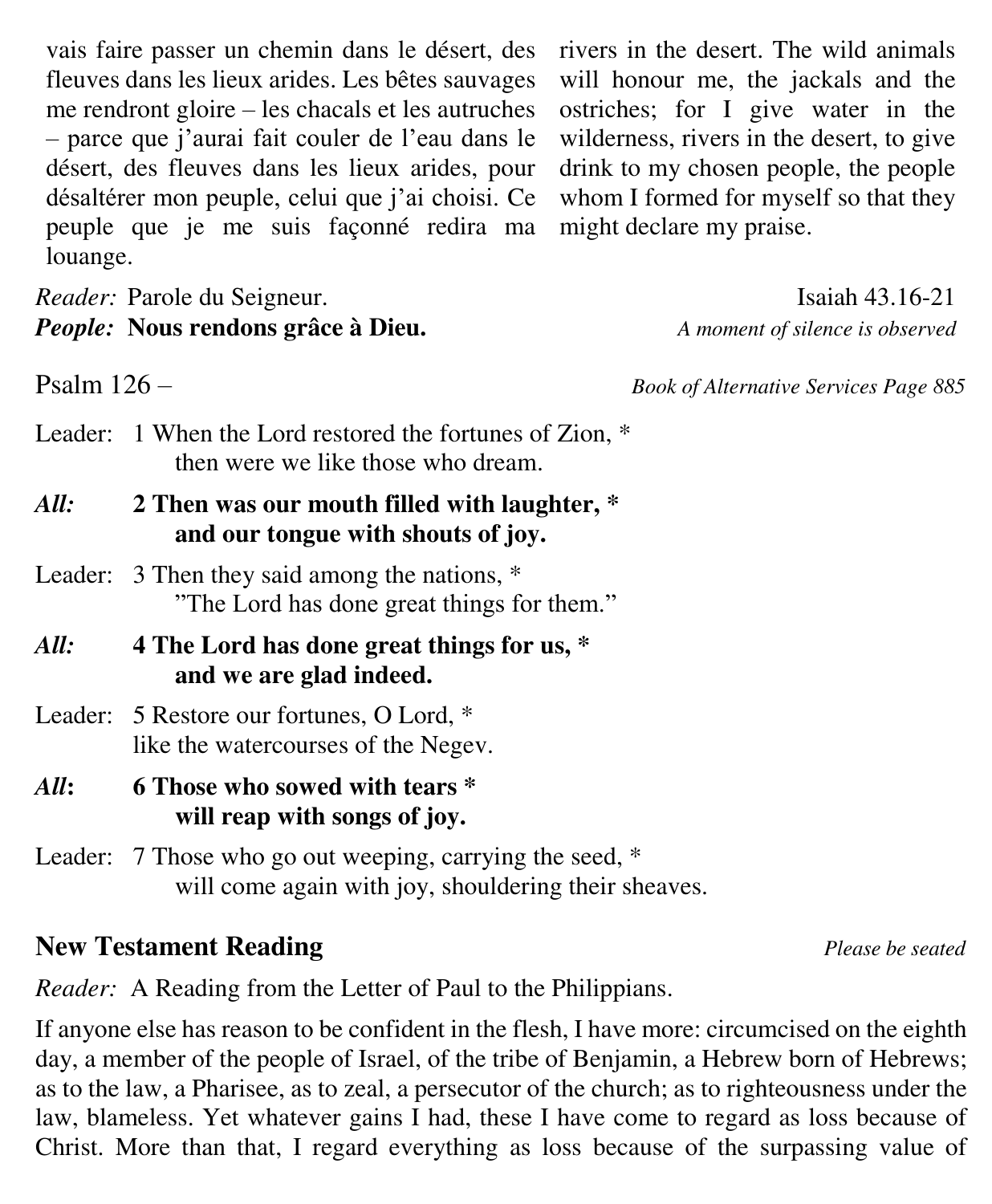vais faire passer un chemin dans le désert, des fleuves dans les lieux arides. Les bêtes sauvages me rendront gloire – les chacals et les autruches – parce que j'aurai fait couler de l'eau dans le désert, des fleuves dans les lieux arides, pour désaltérer mon peuple, celui que j'ai choisi. Ce peuple que je me suis façonné redira ma louange.

rivers in the desert. The wild animals will honour me, the jackals and the ostriches; for I give water in the wilderness, rivers in the desert, to give drink to my chosen people, the people whom I formed for myself so that they might declare my praise.

*Reader:* Parole du Seigneur.
***People:*** **Nous rendons grâce à Dieu.**

Isaiah 43.16-21
*A moment of silence is observed*

Psalm 126 – *Book of Alternative Services Page 885*

Leader: 1 When the Lord restored the fortunes of Zion, *
then were we like those who dream.

***All:*** **2 Then was our mouth filled with laughter, *
and our tongue with shouts of joy.**

Leader: 3 Then they said among the nations, *
"The Lord has done great things for them."

***All:*** **4 The Lord has done great things for us, *
and we are glad indeed.**

Leader: 5 Restore our fortunes, O Lord, *
like the watercourses of the Negev.

***All*:** **6 Those who sowed with tears *
will reap with songs of joy.**

Leader: 7 Those who go out weeping, carrying the seed, *
will come again with joy, shouldering their sheaves.

**New Testament Reading** *Please be seated*

*Reader:* A Reading from the Letter of Paul to the Philippians.

If anyone else has reason to be confident in the flesh, I have more: circumcised on the eighth day, a member of the people of Israel, of the tribe of Benjamin, a Hebrew born of Hebrews; as to the law, a Pharisee, as to zeal, a persecutor of the church; as to righteousness under the law, blameless. Yet whatever gains I had, these I have come to regard as loss because of Christ. More than that, I regard everything as loss because of the surpassing value of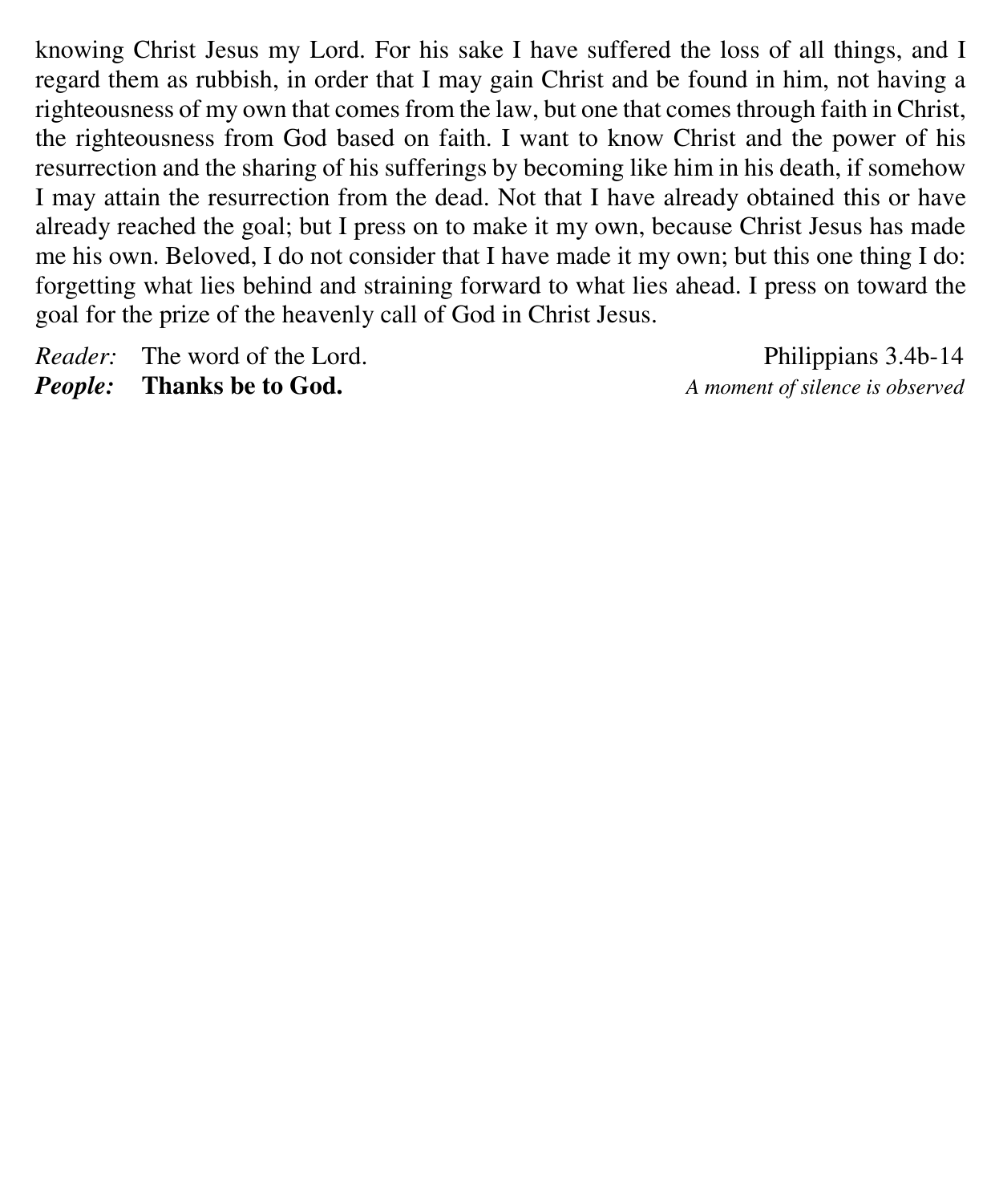knowing Christ Jesus my Lord. For his sake I have suffered the loss of all things, and I regard them as rubbish, in order that I may gain Christ and be found in him, not having a righteousness of my own that comes from the law, but one that comes through faith in Christ, the righteousness from God based on faith. I want to know Christ and the power of his resurrection and the sharing of his sufferings by becoming like him in his death, if somehow I may attain the resurrection from the dead. Not that I have already obtained this or have already reached the goal; but I press on to make it my own, because Christ Jesus has made me his own. Beloved, I do not consider that I have made it my own; but this one thing I do: forgetting what lies behind and straining forward to what lies ahead. I press on toward the goal for the prize of the heavenly call of God in Christ Jesus.

*Reader:* The word of the Lord. — Philippians 3.4b-14

***People:*** **Thanks be to God.** — *A moment of silence is observed*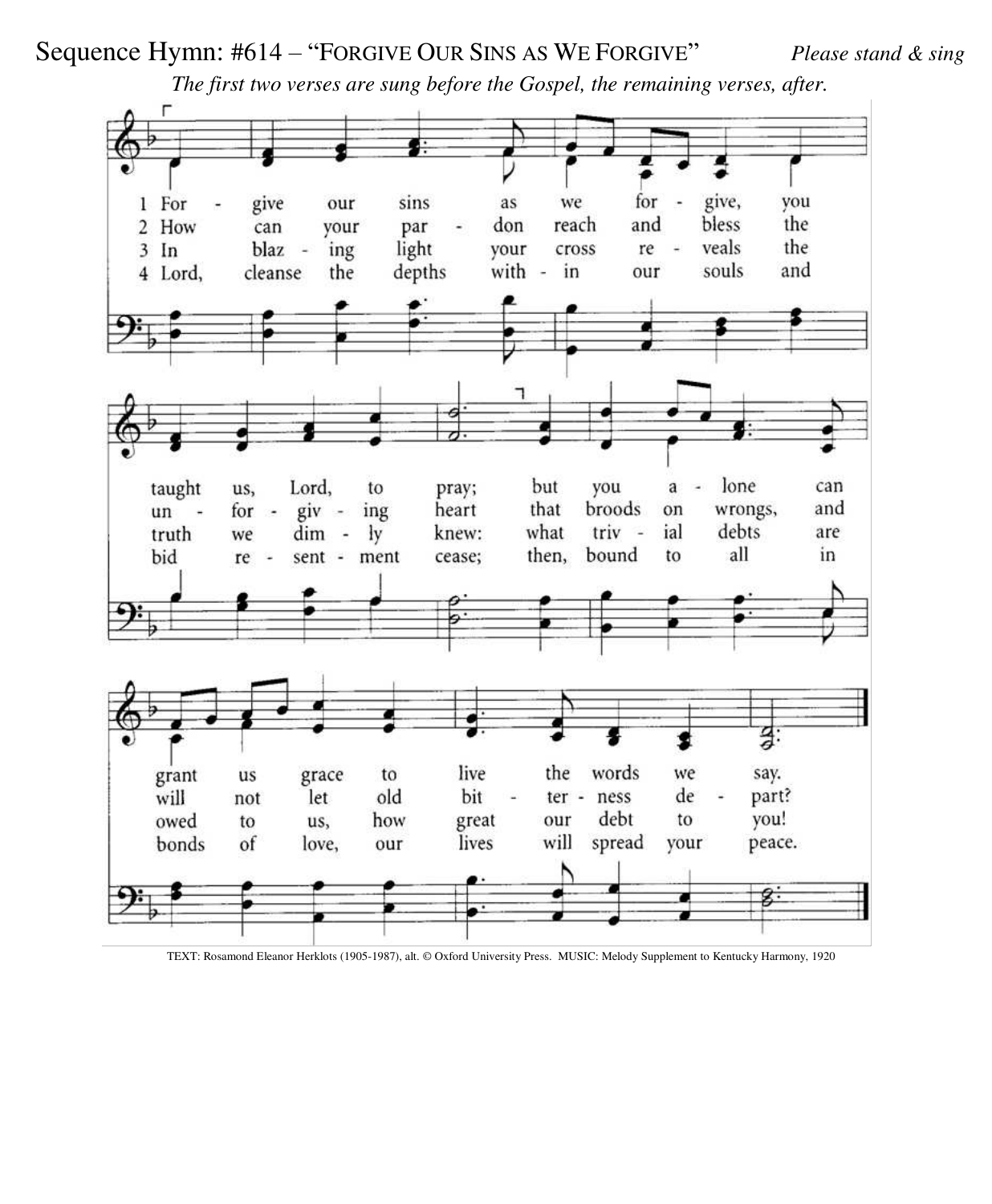Sequence Hymn: #614 – "FORGIVE OUR SINS AS WE FORGIVE" *Please stand & sing*

*The first two verses are sung before the Gospel, the remaining verses, after.*

1 Forgive our sins as we forgive, you taught us, Lord, to pray; but you alone can grant us grace to live the words we say.

2 How can your pardon reach and bless the unforgiving heart that broods on wrongs, and will not let old bitterness depart?

3 In blazing light your cross reveals the truth we dimly knew: what trivial debts are owed to us, how great our debt to you!

4 Lord, cleanse the depths within our souls and bid resentment cease; then, bound to all in bonds of love, our lives will spread your peace.

TEXT: Rosamond Eleanor Herklots (1905-1987), alt. © Oxford University Press. MUSIC: Melody Supplement to Kentucky Harmony, 1920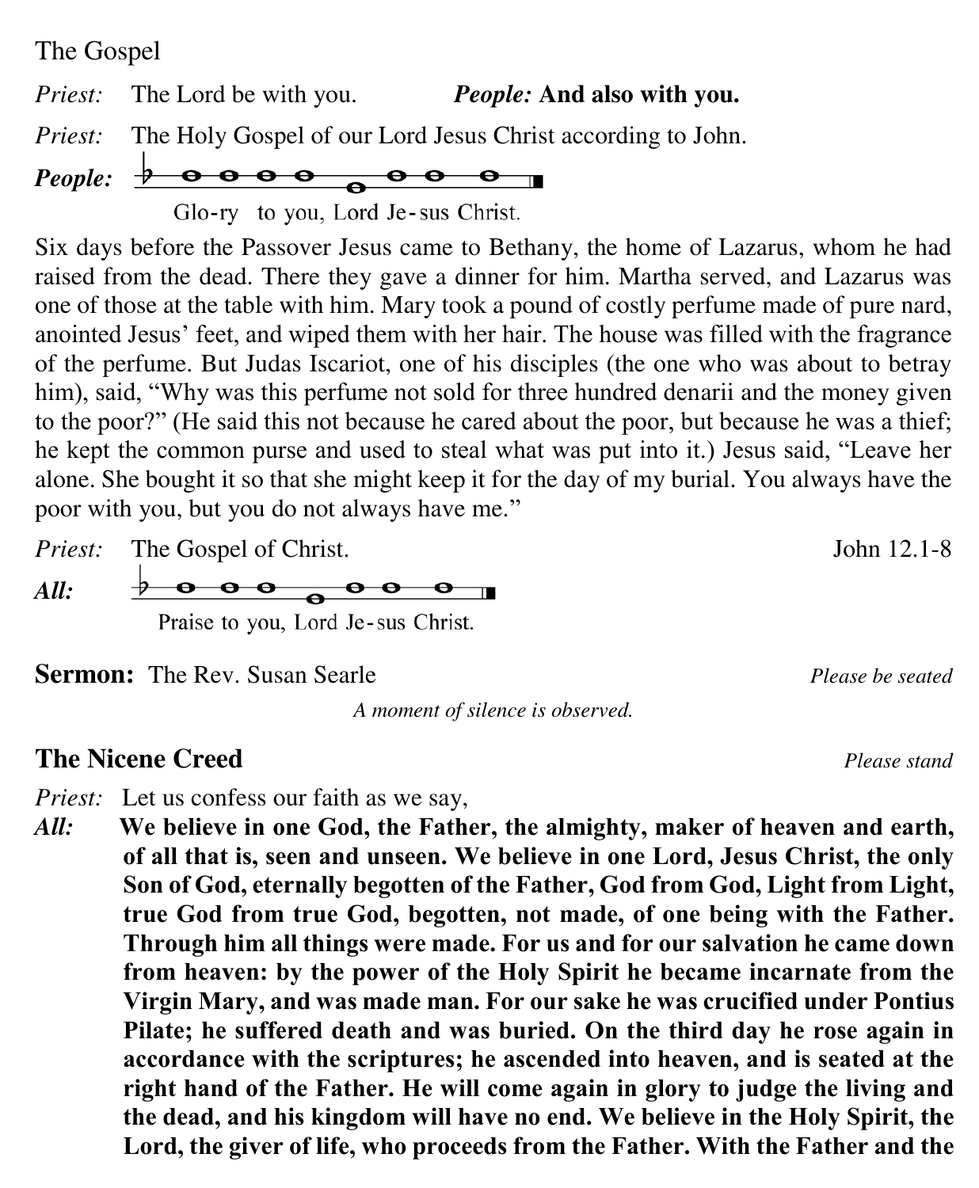The Gospel

*Priest:* The Lord be with you. ***People:*** **And also with you.**

*Priest:* The Holy Gospel of our Lord Jesus Christ according to John.

***People:*** Glo-ry to you, Lord Je-sus Christ.

Six days before the Passover Jesus came to Bethany, the home of Lazarus, whom he had raised from the dead. There they gave a dinner for him. Martha served, and Lazarus was one of those at the table with him. Mary took a pound of costly perfume made of pure nard, anointed Jesus' feet, and wiped them with her hair. The house was filled with the fragrance of the perfume. But Judas Iscariot, one of his disciples (the one who was about to betray him), said, "Why was this perfume not sold for three hundred denarii and the money given to the poor?" (He said this not because he cared about the poor, but because he was a thief; he kept the common purse and used to steal what was put into it.) Jesus said, "Leave her alone. She bought it so that she might keep it for the day of my burial. You always have the poor with you, but you do not always have me."

*Priest:* The Gospel of Christ. John 12.1-8

***All:*** Praise to you, Lord Je-sus Christ.

**Sermon:** The Rev. Susan Searle *Please be seated*

*A moment of silence is observed.*

## The Nicene Creed

*Please stand*

*Priest:* Let us confess our faith as we say,

***All:*** **We believe in one God, the Father, the almighty, maker of heaven and earth, of all that is, seen and unseen. We believe in one Lord, Jesus Christ, the only Son of God, eternally begotten of the Father, God from God, Light from Light, true God from true God, begotten, not made, of one being with the Father. Through him all things were made. For us and for our salvation he came down from heaven: by the power of the Holy Spirit he became incarnate from the Virgin Mary, and was made man. For our sake he was crucified under Pontius Pilate; he suffered death and was buried. On the third day he rose again in accordance with the scriptures; he ascended into heaven, and is seated at the right hand of the Father. He will come again in glory to judge the living and the dead, and his kingdom will have no end. We believe in the Holy Spirit, the Lord, the giver of life, who proceeds from the Father. With the Father and the**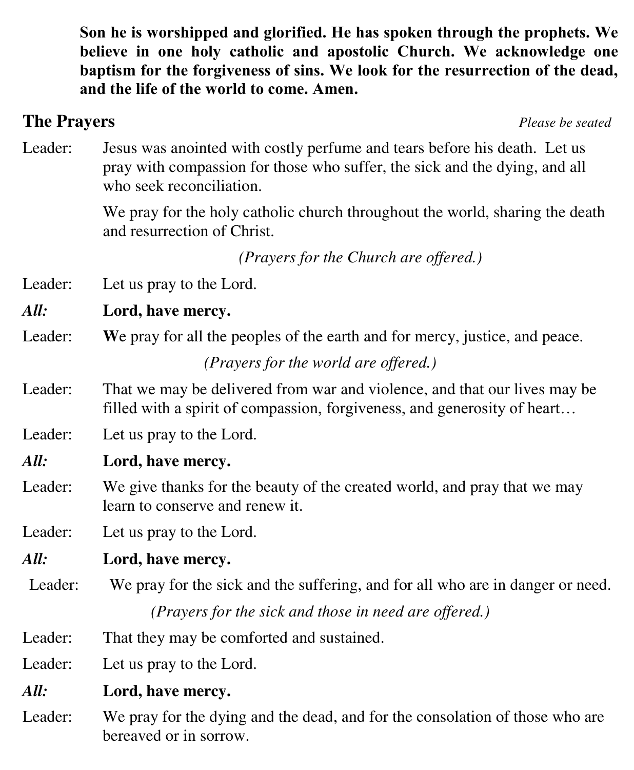**Son he is worshipped and glorified. He has spoken through the prophets. We believe in one holy catholic and apostolic Church. We acknowledge one baptism for the forgiveness of sins. We look for the resurrection of the dead, and the life of the world to come. Amen.**

## The Prayers

*Please be seated*

Leader: Jesus was anointed with costly perfume and tears before his death. Let us pray with compassion for those who suffer, the sick and the dying, and all who seek reconciliation.

We pray for the holy catholic church throughout the world, sharing the death and resurrection of Christ.

*(Prayers for the Church are offered.)*

Leader: Let us pray to the Lord.

***All:*** **Lord, have mercy.**

Leader: **W**e pray for all the peoples of the earth and for mercy, justice, and peace.

*(Prayers for the world are offered.)*

Leader: That we may be delivered from war and violence, and that our lives may be filled with a spirit of compassion, forgiveness, and generosity of heart…

Leader: Let us pray to the Lord.

***All:*** **Lord, have mercy.**

Leader: We give thanks for the beauty of the created world, and pray that we may learn to conserve and renew it.

Leader: Let us pray to the Lord.

***All:*** **Lord, have mercy.**

Leader: We pray for the sick and the suffering, and for all who are in danger or need.

*(Prayers for the sick and those in need are offered.)*

Leader: That they may be comforted and sustained.

Leader: Let us pray to the Lord.

***All:*** **Lord, have mercy.**

Leader: We pray for the dying and the dead, and for the consolation of those who are bereaved or in sorrow.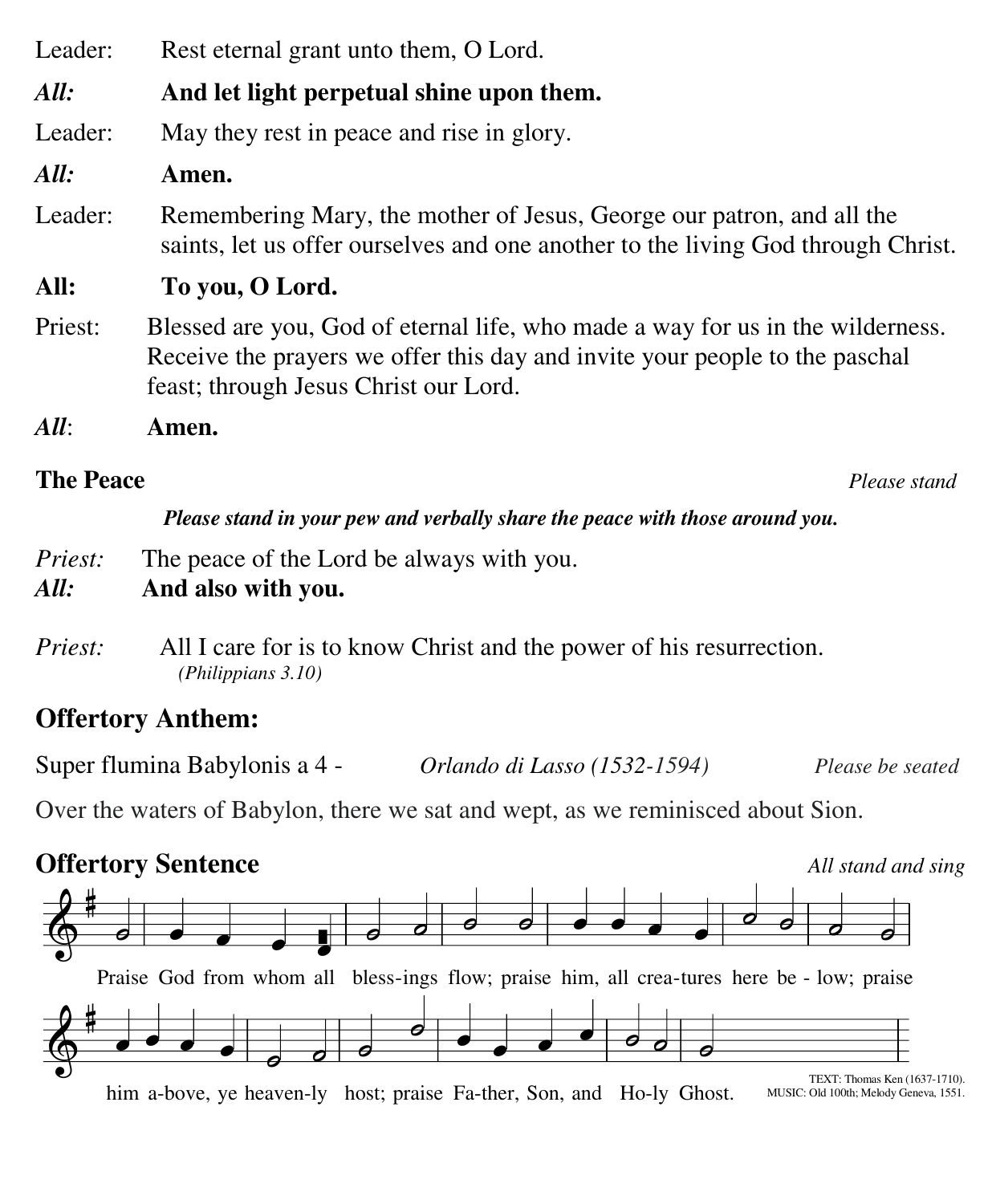Leader: Rest eternal grant unto them, O Lord.

***All:*** **And let light perpetual shine upon them.**

Leader: May they rest in peace and rise in glory.

***All:*** **Amen.**

Leader: Remembering Mary, the mother of Jesus, George our patron, and all the saints, let us offer ourselves and one another to the living God through Christ.

**All: To you, O Lord.**

Priest: Blessed are you, God of eternal life, who made a way for us in the wilderness. Receive the prayers we offer this day and invite your people to the paschal feast; through Jesus Christ our Lord.

***All***: **Amen.**

**The Peace** *Please stand*

***Please stand in your pew and verbally share the peace with those around you.***

*Priest:* The peace of the Lord be always with you.
***All:*** **And also with you.**

*Priest:* All I care for is to know Christ and the power of his resurrection. *(Philippians 3.10)*

## Offertory Anthem:

Super flumina Babylonis a 4 - *Orlando di Lasso (1532-1594)* *Please be seated*

Over the waters of Babylon, there we sat and wept, as we reminisced about Sion.

## Offertory Sentence

*All stand and sing*

Praise God from whom all bless-ings flow; praise him, all crea-tures here be - low; praise him a-bove, ye heaven-ly host; praise Fa-ther, Son, and Ho-ly Ghost.

TEXT: Thomas Ken (1637-1710).
MUSIC: Old 100th; Melody Geneva, 1551.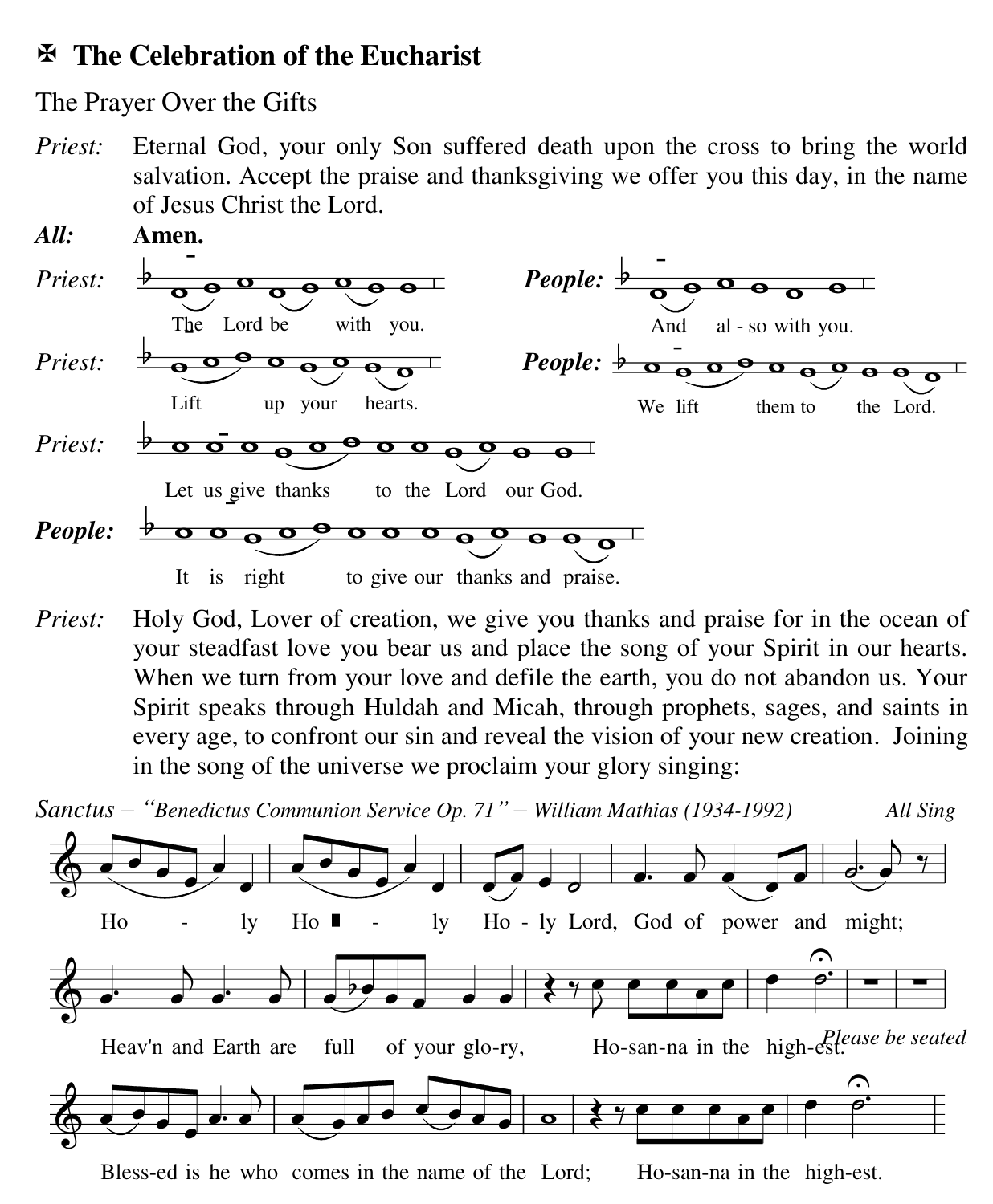## ✠ The Celebration of the Eucharist

The Prayer Over the Gifts

*Priest:* Eternal God, your only Son suffered death upon the cross to bring the world salvation. Accept the praise and thanksgiving we offer you this day, in the name of Jesus Christ the Lord.

***All:*** **Amen.**

*Priest:* The Lord be with you.

***People:*** And also with you.

*Priest:* Lift up your hearts.

***People:*** We lift them to the Lord.

*Priest:* Let us give thanks to the Lord our God.

***People:*** It is right to give our thanks and praise.

*Priest:* Holy God, Lover of creation, we give you thanks and praise for in the ocean of your steadfast love you bear us and place the song of your Spirit in our hearts. When we turn from your love and defile the earth, you do not abandon us. Your Spirit speaks through Huldah and Micah, through prophets, sages, and saints in every age, to confront our sin and reveal the vision of your new creation. Joining in the song of the universe we proclaim your glory singing:

*Sanctus – "Benedictus Communion Service Op. 71" – William Mathias (1934-1992)* *All Sing*

Holy Holy Holy Lord, God of power and might;
Heav'n and Earth are full of your glo-ry, Ho-san-na in the high-est.

*Please be seated*

Bless-ed is he who comes in the name of the Lord; Ho-san-na in the high-est.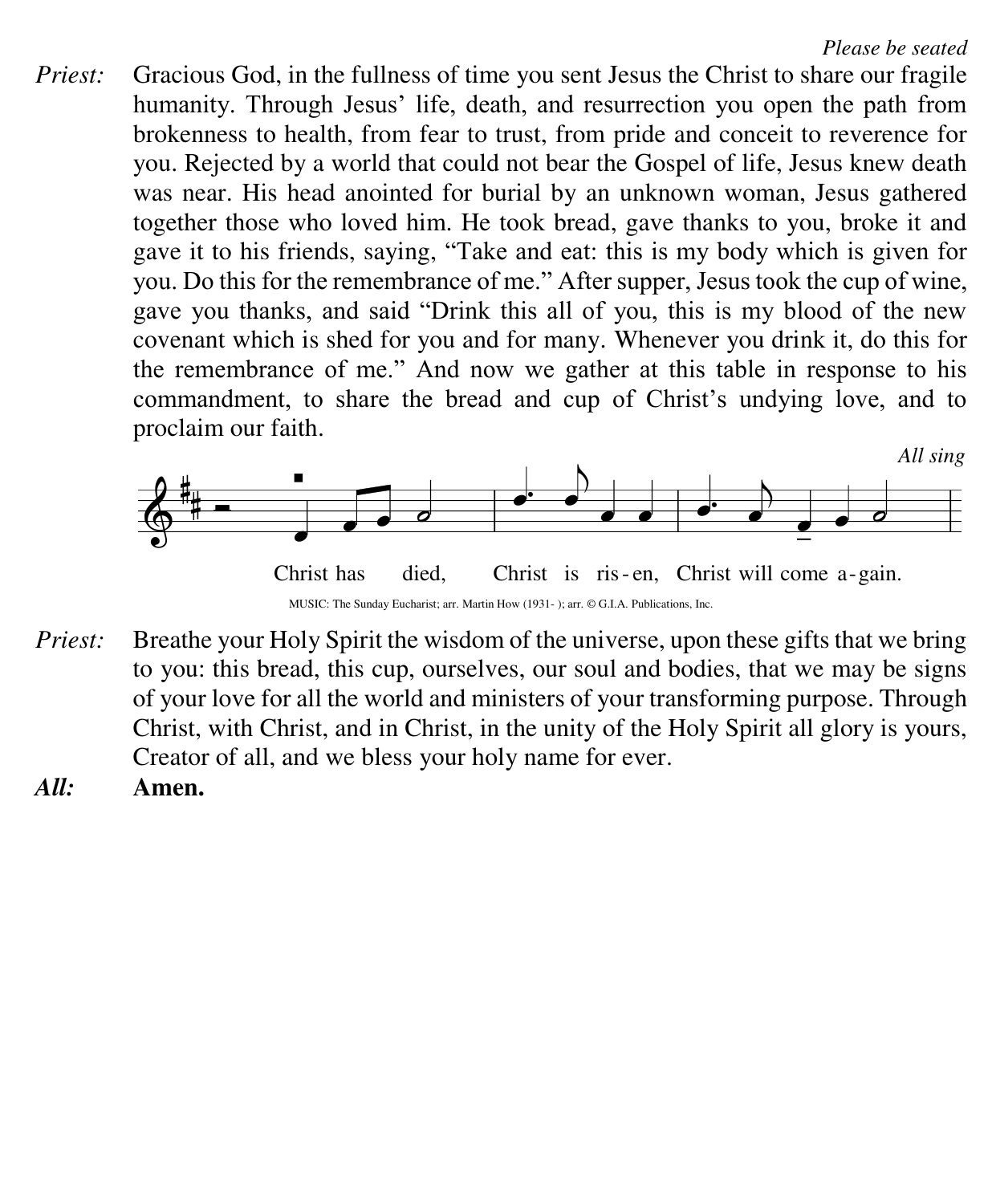*Please be seated*

*Priest:* Gracious God, in the fullness of time you sent Jesus the Christ to share our fragile humanity. Through Jesus' life, death, and resurrection you open the path from brokenness to health, from fear to trust, from pride and conceit to reverence for you. Rejected by a world that could not bear the Gospel of life, Jesus knew death was near. His head anointed for burial by an unknown woman, Jesus gathered together those who loved him. He took bread, gave thanks to you, broke it and gave it to his friends, saying, "Take and eat: this is my body which is given for you. Do this for the remembrance of me." After supper, Jesus took the cup of wine, gave you thanks, and said "Drink this all of you, this is my blood of the new covenant which is shed for you and for many. Whenever you drink it, do this for the remembrance of me." And now we gather at this table in response to his commandment, to share the bread and cup of Christ's undying love, and to proclaim our faith.

*All sing*

Christ has died, Christ is ris-en, Christ will come a-gain.

MUSIC: The Sunday Eucharist; arr. Martin How (1931- ); arr. © G.I.A. Publications, Inc.

*Priest:* Breathe your Holy Spirit the wisdom of the universe, upon these gifts that we bring to you: this bread, this cup, ourselves, our soul and bodies, that we may be signs of your love for all the world and ministers of your transforming purpose. Through Christ, with Christ, and in Christ, in the unity of the Holy Spirit all glory is yours, Creator of all, and we bless your holy name for ever.

***All:*** **Amen.**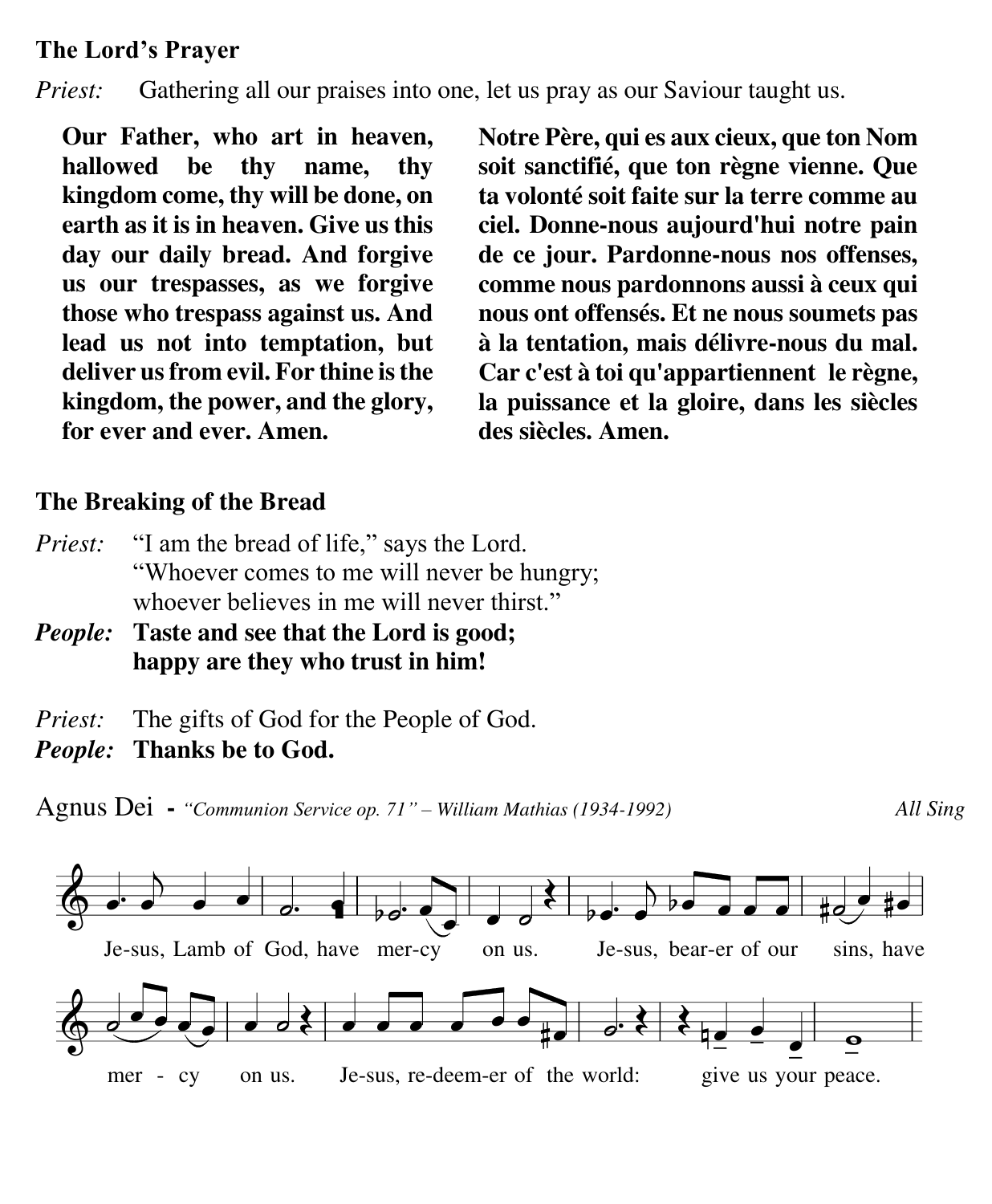**The Lord's Prayer**

*Priest:* Gathering all our praises into one, let us pray as our Saviour taught us.

**Our Father, who art in heaven, hallowed be thy name, thy kingdom come, thy will be done, on earth as it is in heaven. Give us this day our daily bread. And forgive us our trespasses, as we forgive those who trespass against us. And lead us not into temptation, but deliver us from evil. For thine is the kingdom, the power, and the glory, for ever and ever. Amen.**

**Notre Père, qui es aux cieux, que ton Nom soit sanctifié, que ton règne vienne. Que ta volonté soit faite sur la terre comme au ciel. Donne-nous aujourd'hui notre pain de ce jour. Pardonne-nous nos offenses, comme nous pardonnons aussi à ceux qui nous ont offensés. Et ne nous soumets pas à la tentation, mais délivre-nous du mal. Car c'est à toi qu'appartiennent le règne, la puissance et la gloire, dans les siècles des siècles. Amen.**

**The Breaking of the Bread**

*Priest:* "I am the bread of life," says the Lord.
"Whoever comes to me will never be hungry;
whoever believes in me will never thirst."

***People:*** **Taste and see that the Lord is good;
happy are they who trust in him!**

*Priest:* The gifts of God for the People of God.

***People:*** **Thanks be to God.**

Agnus Dei - *"Communion Service op. 71" – William Mathias (1934-1992)* *All Sing*

Je-sus, Lamb of God, have mer-cy on us. Je-sus, bear-er of our sins, have mer - cy on us. Je-sus, re-deem-er of the world: give us your peace.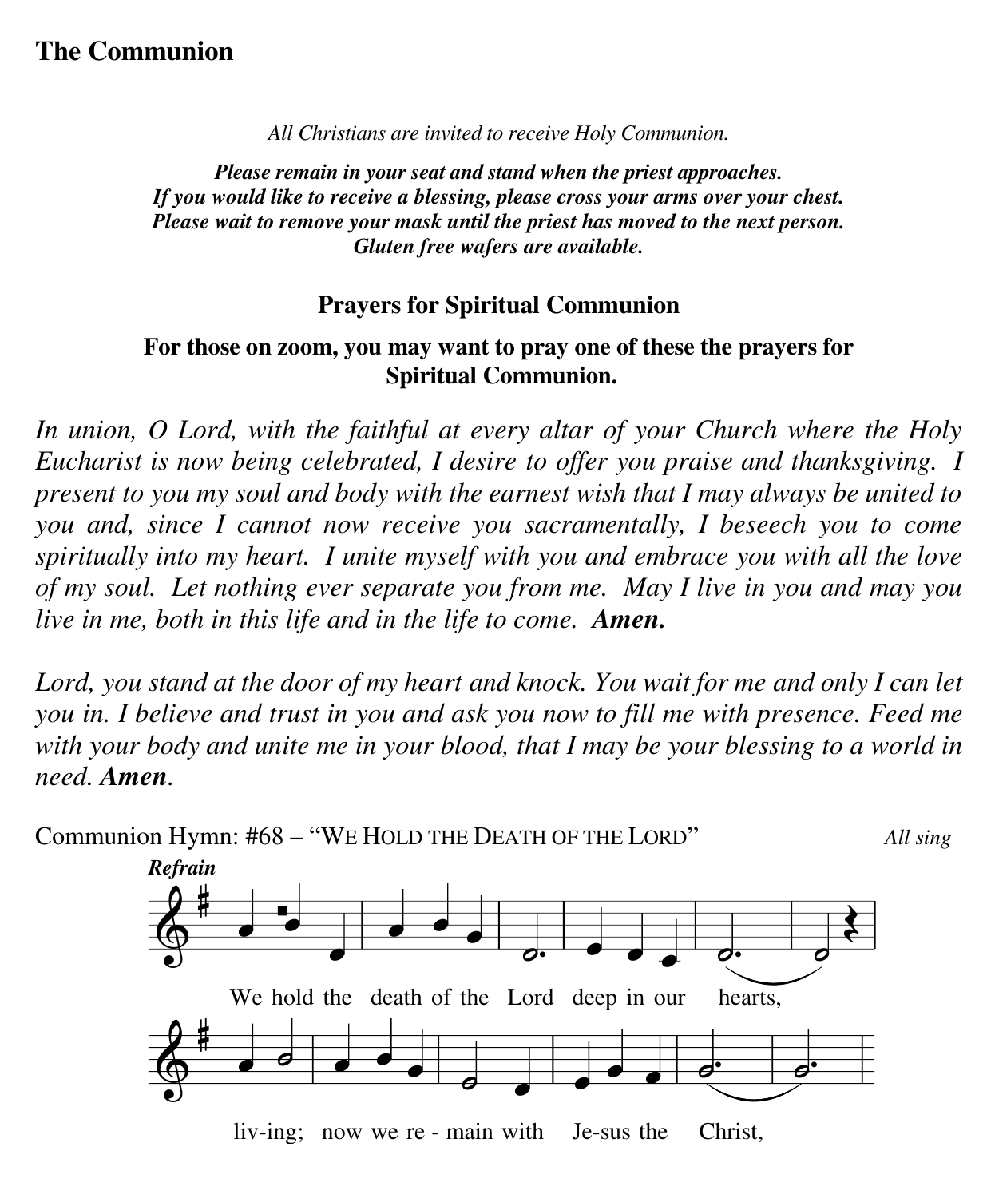## The Communion

*All Christians are invited to receive Holy Communion.*

***Please remain in your seat and stand when the priest approaches.***
***If you would like to receive a blessing, please cross your arms over your chest.***
***Please wait to remove your mask until the priest has moved to the next person.***
***Gluten free wafers are available.***

### Prayers for Spiritual Communion

**For those on zoom, you may want to pray one of these the prayers for Spiritual Communion.**

*In union, O Lord, with the faithful at every altar of your Church where the Holy Eucharist is now being celebrated, I desire to offer you praise and thanksgiving. I present to you my soul and body with the earnest wish that I may always be united to you and, since I cannot now receive you sacramentally, I beseech you to come spiritually into my heart. I unite myself with you and embrace you with all the love of my soul. Let nothing ever separate you from me. May I live in you and may you live in me, both in this life and in the life to come.* ***Amen.***

*Lord, you stand at the door of my heart and knock. You wait for me and only I can let you in. I believe and trust in you and ask you now to fill me with presence. Feed me with your body and unite me in your blood, that I may be your blessing to a world in need.* ***Amen***.

Communion Hymn: #68 – "WE HOLD THE DEATH OF THE LORD" *All sing*

***Refrain***

We hold the death of the Lord deep in our hearts,

liv-ing; now we re - main with Je-sus the Christ,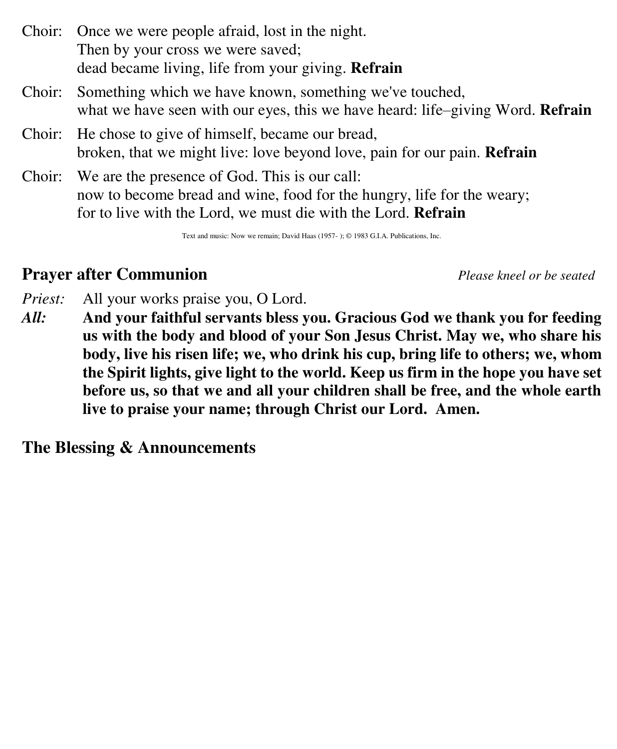Choir: Once we were people afraid, lost in the night.
Then by your cross we were saved;
dead became living, life from your giving. **Refrain**

Choir: Something which we have known, something we've touched,
what we have seen with our eyes, this we have heard: life–giving Word. **Refrain**

Choir: He chose to give of himself, became our bread,
broken, that we might live: love beyond love, pain for our pain. **Refrain**

Choir: We are the presence of God. This is our call:
now to become bread and wine, food for the hungry, life for the weary;
for to live with the Lord, we must die with the Lord. **Refrain**

Text and music: Now we remain; David Haas (1957- ); © 1983 G.I.A. Publications, Inc.

## Prayer after Communion

*Please kneel or be seated*

*Priest:* All your works praise you, O Lord.

***All:*** **And your faithful servants bless you. Gracious God we thank you for feeding us with the body and blood of your Son Jesus Christ. May we, who share his body, live his risen life; we, who drink his cup, bring life to others; we, whom the Spirit lights, give light to the world. Keep us firm in the hope you have set before us, so that we and all your children shall be free, and the whole earth live to praise your name; through Christ our Lord. Amen.**

## The Blessing & Announcements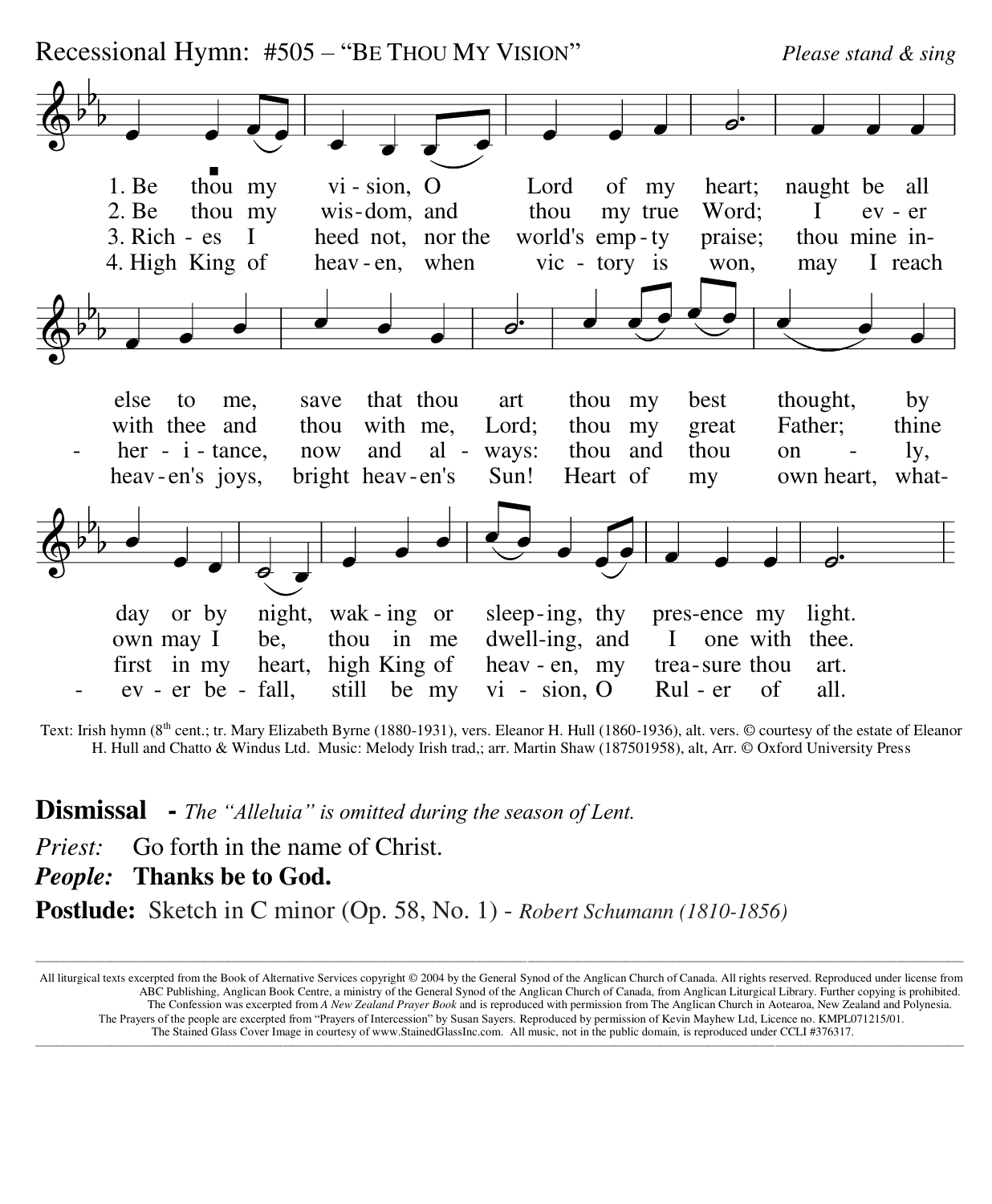Recessional Hymn: #505 – "BE THOU MY VISION" *Please stand & sing*

1. Be thou my vision, O Lord of my heart; naught be all else to me, save that thou art thou my best thought, by day or by night, waking or sleeping, thy presence my light.

2. Be thou my wisdom, and thou my true Word; I ever with thee and thou with me, Lord; thou my great Father; thine own may I be, thou in me dwelling, and I one with thee.

3. Riches I heed not, nor the world's empty praise; thou mine inheritance, now and always: thou and thou only, first in my heart, high King of heaven, my treasure thou art.

4. High King of heaven, when victory is won, may I reach heaven's joys, bright heaven's Sun! Heart of my own heart, whatever befall, still be my vision, O Ruler of all.

Text: Irish hymn (8th cent.; tr. Mary Elizabeth Byrne (1880-1931), vers. Eleanor H. Hull (1860-1936), alt. vers. © courtesy of the estate of Eleanor H. Hull and Chatto & Windus Ltd. Music: Melody Irish trad,; arr. Martin Shaw (187501958), alt, Arr. © Oxford University Press

**Dismissal** - *The "Alleluia" is omitted during the season of Lent.*

*Priest:* Go forth in the name of Christ.

***People:*** **Thanks be to God.**

**Postlude:** Sketch in C minor (Op. 58, No. 1) - *Robert Schumann (1810-1856)*

---

All liturgical texts excerpted from the Book of Alternative Services copyright © 2004 by the General Synod of the Anglican Church of Canada. All rights reserved. Reproduced under license from ABC Publishing, Anglican Book Centre, a ministry of the General Synod of the Anglican Church of Canada, from Anglican Liturgical Library. Further copying is prohibited. The Confession was excerpted from *A New Zealand Prayer Book* and is reproduced with permission from The Anglican Church in Aotearoa, New Zealand and Polynesia. The Prayers of the people are excerpted from "Prayers of Intercession" by Susan Sayers. Reproduced by permission of Kevin Mayhew Ltd, Licence no. KMPL071215/01. The Stained Glass Cover Image in courtesy of www.StainedGlassInc.com. All music, not in the public domain, is reproduced under CCLI #376317.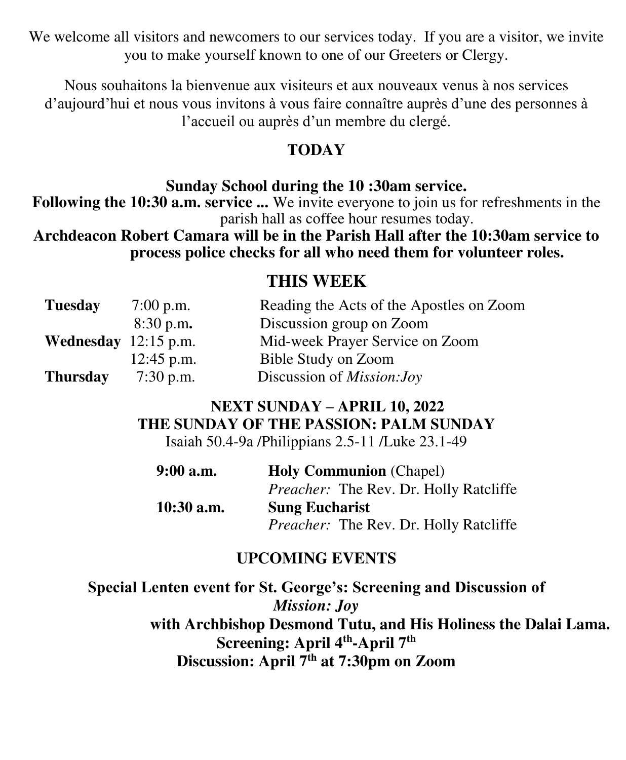We welcome all visitors and newcomers to our services today. If you are a visitor, we invite you to make yourself known to one of our Greeters or Clergy.

Nous souhaitons la bienvenue aux visiteurs et aux nouveaux venus à nos services d'aujourd'hui et nous vous invitons à vous faire connaître auprès d'une des personnes à l'accueil ou auprès d'un membre du clergé.

## TODAY

**Sunday School during the 10 :30am service.**

**Following the 10:30 a.m. service ...** We invite everyone to join us for refreshments in the parish hall as coffee hour resumes today.

**Archdeacon Robert Camara will be in the Parish Hall after the 10:30am service to process police checks for all who need them for volunteer roles.**

## THIS WEEK

| | | |
|---|---|---|
| **Tuesday** | 7:00 p.m. | Reading the Acts of the Apostles on Zoom |
| | 8:30 p.m**.** | Discussion group on Zoom |
| **Wednesday** | 12:15 p.m. | Mid-week Prayer Service on Zoom |
| | 12:45 p.m. | Bible Study on Zoom |
| **Thursday** | 7:30 p.m. | Discussion of *Mission:Joy* |

## NEXT SUNDAY – APRIL 10, 2022
## THE SUNDAY OF THE PASSION: PALM SUNDAY

Isaiah 50.4-9a /Philippians 2.5-11 /Luke 23.1-49

| | |
|---|---|
| **9:00 a.m.** | **Holy Communion** (Chapel) |
| | *Preacher:* The Rev. Dr. Holly Ratcliffe |
| **10:30 a.m.** | **Sung Eucharist** |
| | *Preacher:* The Rev. Dr. Holly Ratcliffe |

## UPCOMING EVENTS

**Special Lenten event for St. George's: Screening and Discussion of *Mission: Joy* with Archbishop Desmond Tutu, and His Holiness the Dalai Lama.**

**Screening: April 4th-April 7th**

**Discussion: April 7th at 7:30pm on Zoom**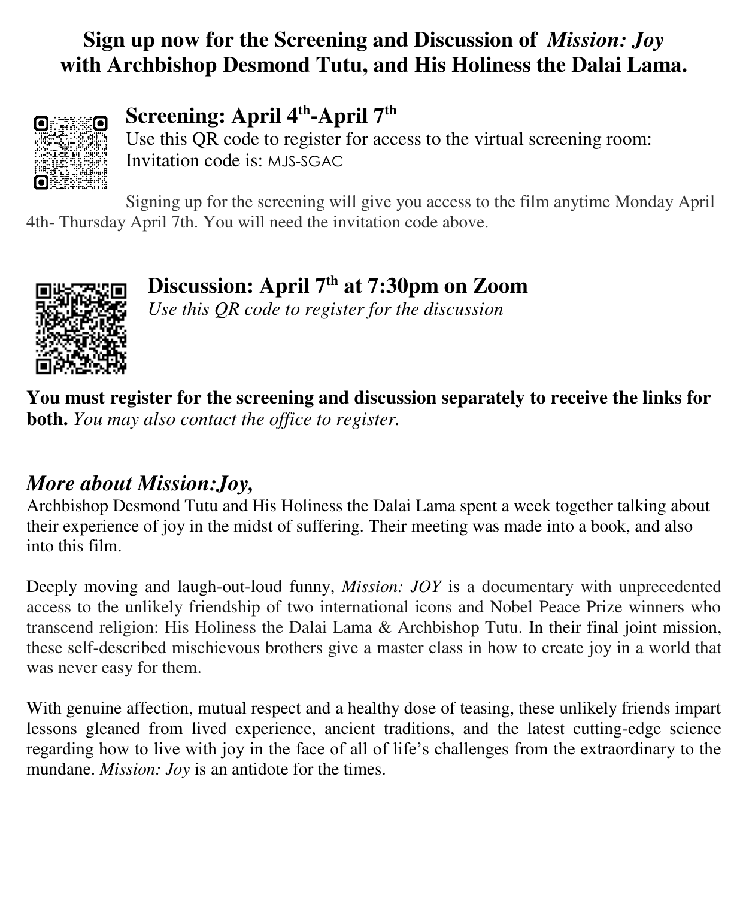# Sign up now for the Screening and Discussion of *Mission: Joy* with Archbishop Desmond Tutu, and His Holiness the Dalai Lama.

## Screening: April 4th-April 7th

Use this QR code to register for access to the virtual screening room:
Invitation code is: MJS-SGAC

Signing up for the screening will give you access to the film anytime Monday April 4th- Thursday April 7th. You will need the invitation code above.

## Discussion: April 7th at 7:30pm on Zoom

*Use this QR code to register for the discussion*

**You must register for the screening and discussion separately to receive the links for both.** *You may also contact the office to register.*

## *More about Mission:Joy,*

Archbishop Desmond Tutu and His Holiness the Dalai Lama spent a week together talking about their experience of joy in the midst of suffering. Their meeting was made into a book, and also into this film.

Deeply moving and laugh-out-loud funny, *Mission: JOY* is a documentary with unprecedented access to the unlikely friendship of two international icons and Nobel Peace Prize winners who transcend religion: His Holiness the Dalai Lama & Archbishop Tutu. In their final joint mission, these self-described mischievous brothers give a master class in how to create joy in a world that was never easy for them.

With genuine affection, mutual respect and a healthy dose of teasing, these unlikely friends impart lessons gleaned from lived experience, ancient traditions, and the latest cutting-edge science regarding how to live with joy in the face of all of life's challenges from the extraordinary to the mundane. *Mission: Joy* is an antidote for the times.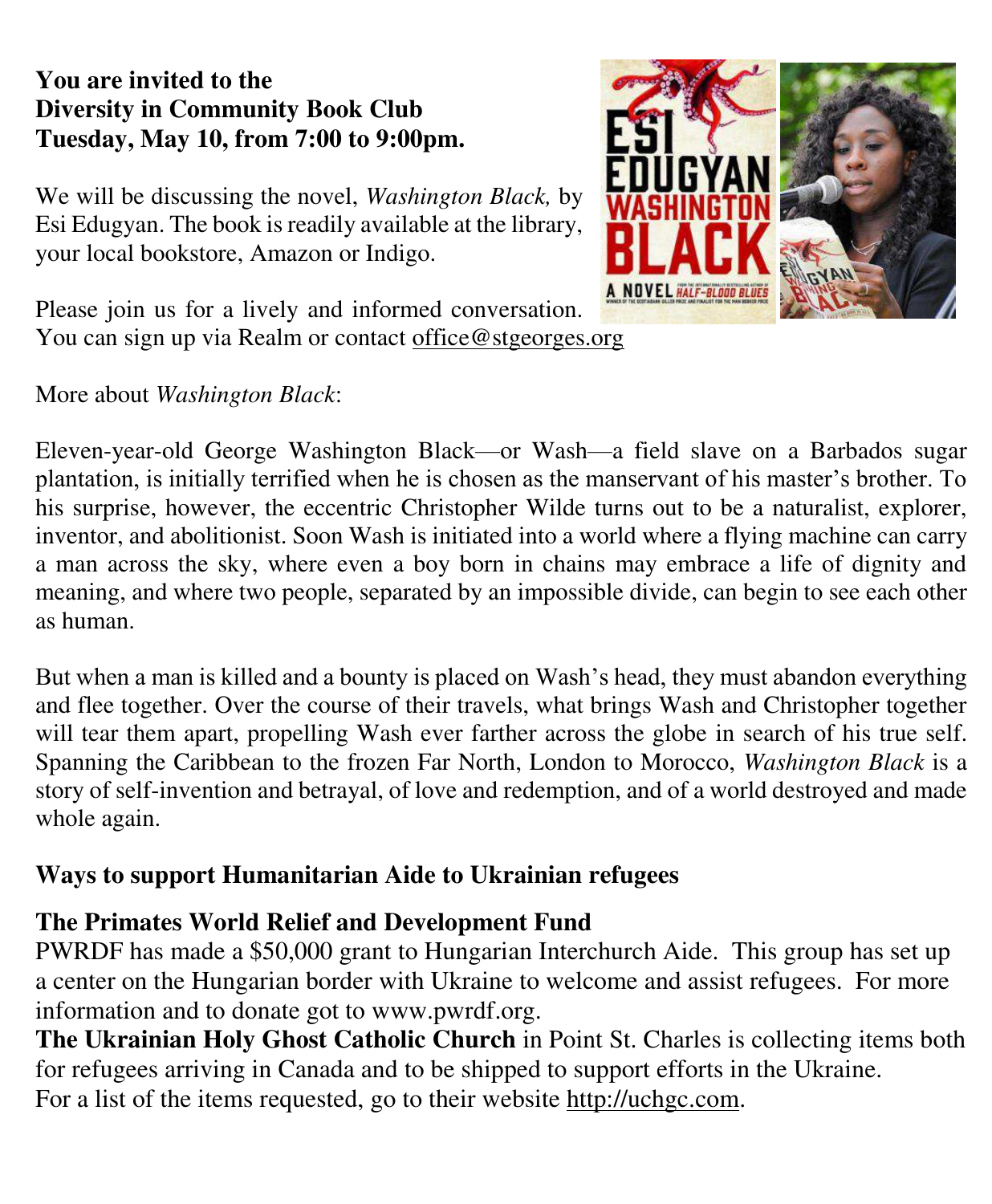**You are invited to the**
**Diversity in Community Book Club**
**Tuesday, May 10, from 7:00 to 9:00pm.**

We will be discussing the novel, *Washington Black,* by Esi Edugyan. The book is readily available at the library, your local bookstore, Amazon or Indigo.

Please join us for a lively and informed conversation. You can sign up via Realm or contact office@stgeorges.org

More about *Washington Black*:

Eleven-year-old George Washington Black—or Wash—a field slave on a Barbados sugar plantation, is initially terrified when he is chosen as the manservant of his master's brother. To his surprise, however, the eccentric Christopher Wilde turns out to be a naturalist, explorer, inventor, and abolitionist. Soon Wash is initiated into a world where a flying machine can carry a man across the sky, where even a boy born in chains may embrace a life of dignity and meaning, and where two people, separated by an impossible divide, can begin to see each other as human.

But when a man is killed and a bounty is placed on Wash's head, they must abandon everything and flee together. Over the course of their travels, what brings Wash and Christopher together will tear them apart, propelling Wash ever farther across the globe in search of his true self. Spanning the Caribbean to the frozen Far North, London to Morocco, *Washington Black* is a story of self-invention and betrayal, of love and redemption, and of a world destroyed and made whole again.

**Ways to support Humanitarian Aide to Ukrainian refugees**

**The Primates World Relief and Development Fund**
PWRDF has made a $50,000 grant to Hungarian Interchurch Aide. This group has set up a center on the Hungarian border with Ukraine to welcome and assist refugees. For more information and to donate got to www.pwrdf.org.
**The Ukrainian Holy Ghost Catholic Church** in Point St. Charles is collecting items both for refugees arriving in Canada and to be shipped to support efforts in the Ukraine.
For a list of the items requested, go to their website http://uchgc.com.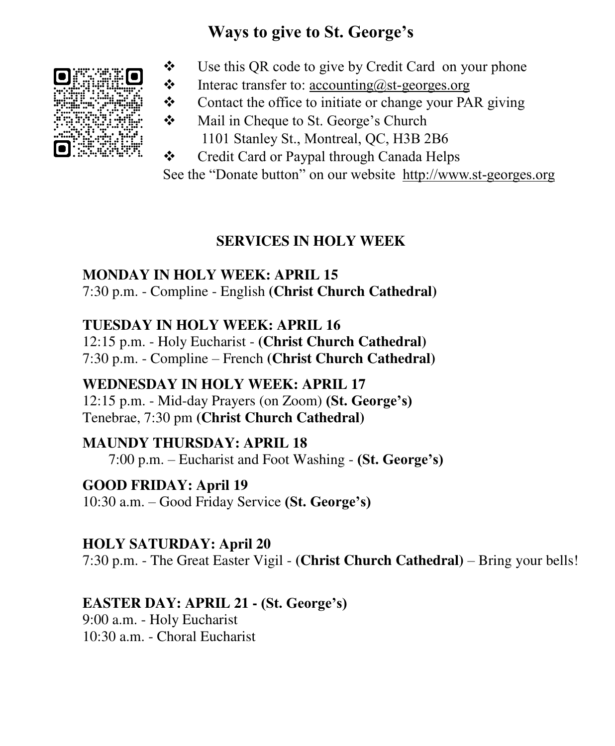## Ways to give to St. George's

- Use this QR code to give by Credit Card on your phone
- Interac transfer to: accounting@st-georges.org
- Contact the office to initiate or change your PAR giving
- Mail in Cheque to St. George's Church
  1101 Stanley St., Montreal, QC, H3B 2B6
- Credit Card or Paypal through Canada Helps

See the "Donate button" on our website http://www.st-georges.org

## SERVICES IN HOLY WEEK

**MONDAY IN HOLY WEEK: APRIL 15**
7:30 p.m. - Compline - English **(Christ Church Cathedral)**

**TUESDAY IN HOLY WEEK: APRIL 16**
12:15 p.m. - Holy Eucharist - **(Christ Church Cathedral)**
7:30 p.m. - Compline – French **(Christ Church Cathedral)**

**WEDNESDAY IN HOLY WEEK: APRIL 17**
12:15 p.m. - Mid-day Prayers (on Zoom) **(St. George's)**
Tenebrae, 7:30 pm **(Christ Church Cathedral)**

**MAUNDY THURSDAY: APRIL 18**
7:00 p.m. – Eucharist and Foot Washing - **(St. George's)**

**GOOD FRIDAY: April 19**
10:30 a.m. – Good Friday Service **(St. George's)**

**HOLY SATURDAY: April 20**
7:30 p.m. - The Great Easter Vigil - **(Christ Church Cathedral)** – Bring your bells!

**EASTER DAY: APRIL 21 - (St. George's)**
9:00 a.m. - Holy Eucharist
10:30 a.m. - Choral Eucharist